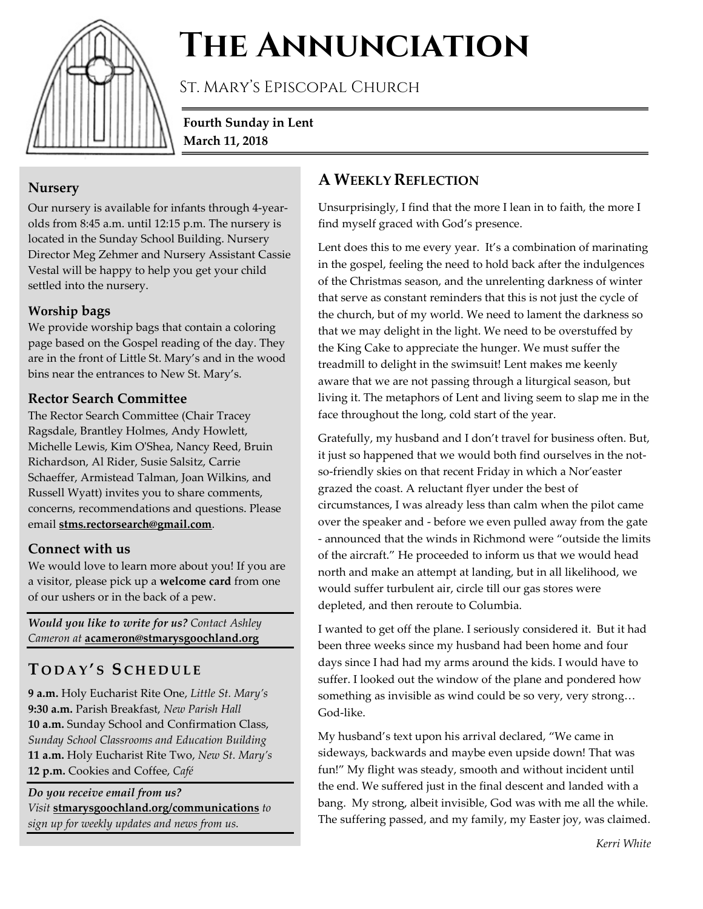# The Annunciation

St. Mary's Episcopal Church

**Fourth Sunday in Lent**
**March 11, 2018**

### Nursery

Our nursery is available for infants through 4-year-olds from 8:45 a.m. until 12:15 p.m. The nursery is located in the Sunday School Building. Nursery Director Meg Zehmer and Nursery Assistant Cassie Vestal will be happy to help you get your child settled into the nursery.

### Worship bags

We provide worship bags that contain a coloring page based on the Gospel reading of the day. They are in the front of Little St. Mary's and in the wood bins near the entrances to New St. Mary's.

### Rector Search Committee

The Rector Search Committee (Chair Tracey Ragsdale, Brantley Holmes, Andy Howlett, Michelle Lewis, Kim O'Shea, Nancy Reed, Bruin Richardson, Al Rider, Susie Salsitz, Carrie Schaeffer, Armistead Talman, Joan Wilkins, and Russell Wyatt) invites you to share comments, concerns, recommendations and questions. Please email **stms.rectorsearch@gmail.com**.

### Connect with us

We would love to learn more about you! If you are a visitor, please pick up a **welcome card** from one of our ushers or in the back of a pew.

***Would you like to write for us?** Contact Ashley Cameron at* **acameron@stmarysgoochland.org**

## Today's Schedule

**9 a.m.** Holy Eucharist Rite One, *Little St. Mary's*
**9:30 a.m.** Parish Breakfast, *New Parish Hall*
**10 a.m.** Sunday School and Confirmation Class, *Sunday School Classrooms and Education Building*
**11 a.m.** Holy Eucharist Rite Two, *New St. Mary's*
**12 p.m.** Cookies and Coffee, *Café*

***Do you receive email from us?***
*Visit* **stmarysgoochland.org/communications** *to sign up for weekly updates and news from us.*

## A Weekly Reflection

Unsurprisingly, I find that the more I lean in to faith, the more I find myself graced with God's presence.

Lent does this to me every year. It's a combination of marinating in the gospel, feeling the need to hold back after the indulgences of the Christmas season, and the unrelenting darkness of winter that serve as constant reminders that this is not just the cycle of the church, but of my world. We need to lament the darkness so that we may delight in the light. We need to be overstuffed by the King Cake to appreciate the hunger. We must suffer the treadmill to delight in the swimsuit! Lent makes me keenly aware that we are not passing through a liturgical season, but living it. The metaphors of Lent and living seem to slap me in the face throughout the long, cold start of the year.

Gratefully, my husband and I don't travel for business often. But, it just so happened that we would both find ourselves in the not-so-friendly skies on that recent Friday in which a Nor'easter grazed the coast. A reluctant flyer under the best of circumstances, I was already less than calm when the pilot came over the speaker and - before we even pulled away from the gate - announced that the winds in Richmond were "outside the limits of the aircraft." He proceeded to inform us that we would head north and make an attempt at landing, but in all likelihood, we would suffer turbulent air, circle till our gas stores were depleted, and then reroute to Columbia.

I wanted to get off the plane. I seriously considered it. But it had been three weeks since my husband had been home and four days since I had had my arms around the kids. I would have to suffer. I looked out the window of the plane and pondered how something as invisible as wind could be so very, very strong… God-like.

My husband's text upon his arrival declared, "We came in sideways, backwards and maybe even upside down! That was fun!" My flight was steady, smooth and without incident until the end. We suffered just in the final descent and landed with a bang. My strong, albeit invisible, God was with me all the while. The suffering passed, and my family, my Easter joy, was claimed.

*Kerri White*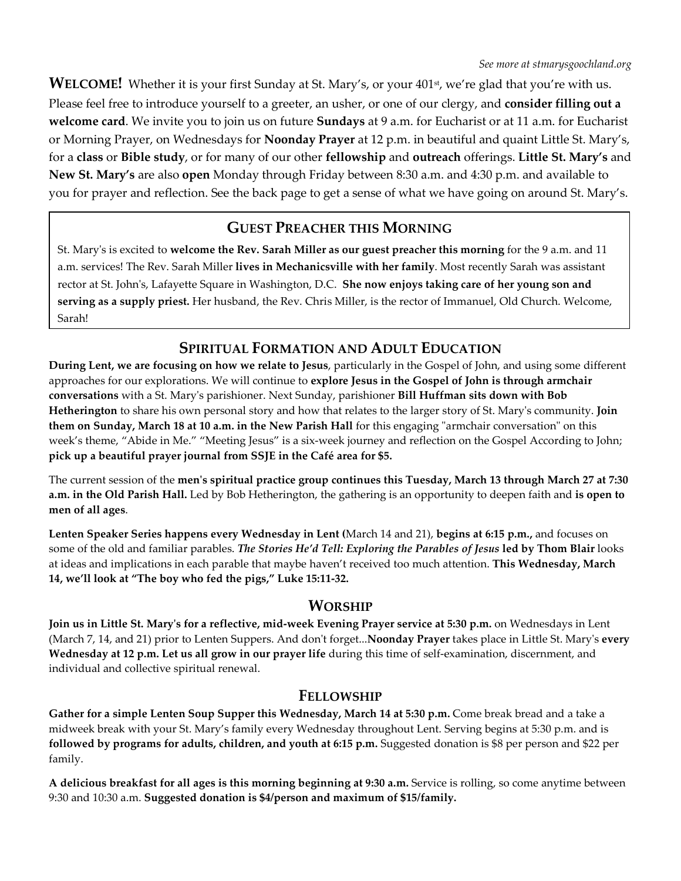*See more at stmarysgoochland.org*

**WELCOME!** Whether it is your first Sunday at St. Mary's, or your 401st, we're glad that you're with us. Please feel free to introduce yourself to a greeter, an usher, or one of our clergy, and **consider filling out a welcome card**. We invite you to join us on future **Sundays** at 9 a.m. for Eucharist or at 11 a.m. for Eucharist or Morning Prayer, on Wednesdays for **Noonday Prayer** at 12 p.m. in beautiful and quaint Little St. Mary's, for a **class** or **Bible study**, or for many of our other **fellowship** and **outreach** offerings. **Little St. Mary's** and **New St. Mary's** are also **open** Monday through Friday between 8:30 a.m. and 4:30 p.m. and available to you for prayer and reflection. See the back page to get a sense of what we have going on around St. Mary's.

## GUEST PREACHER THIS MORNING

St. Mary's is excited to **welcome the Rev. Sarah Miller as our guest preacher this morning** for the 9 a.m. and 11 a.m. services! The Rev. Sarah Miller **lives in Mechanicsville with her family**. Most recently Sarah was assistant rector at St. John's, Lafayette Square in Washington, D.C. **She now enjoys taking care of her young son and serving as a supply priest.** Her husband, the Rev. Chris Miller, is the rector of Immanuel, Old Church. Welcome, Sarah!

## SPIRITUAL FORMATION AND ADULT EDUCATION

**During Lent, we are focusing on how we relate to Jesus**, particularly in the Gospel of John, and using some different approaches for our explorations. We will continue to **explore Jesus in the Gospel of John is through armchair conversations** with a St. Mary's parishioner. Next Sunday, parishioner **Bill Huffman sits down with Bob Hetherington** to share his own personal story and how that relates to the larger story of St. Mary's community. **Join them on Sunday, March 18 at 10 a.m. in the New Parish Hall** for this engaging "armchair conversation" on this week's theme, "Abide in Me." "Meeting Jesus" is a six-week journey and reflection on the Gospel According to John; **pick up a beautiful prayer journal from SSJE in the Café area for $5.**

The current session of the **men's spiritual practice group continues this Tuesday, March 13 through March 27 at 7:30 a.m. in the Old Parish Hall.** Led by Bob Hetherington, the gathering is an opportunity to deepen faith and **is open to men of all ages**.

**Lenten Speaker Series happens every Wednesday in Lent (**March 14 and 21), **begins at 6:15 p.m.,** and focuses on some of the old and familiar parables. ***The Stories He'd Tell: Exploring the Parables of Jesus* led by Thom Blair** looks at ideas and implications in each parable that maybe haven't received too much attention. **This Wednesday, March 14, we'll look at "The boy who fed the pigs," Luke 15:11-32.**

## WORSHIP

**Join us in Little St. Mary's for a reflective, mid-week Evening Prayer service at 5:30 p.m.** on Wednesdays in Lent (March 7, 14, and 21) prior to Lenten Suppers. And don't forget...**Noonday Prayer** takes place in Little St. Mary's **every Wednesday at 12 p.m. Let us all grow in our prayer life** during this time of self-examination, discernment, and individual and collective spiritual renewal.

## FELLOWSHIP

**Gather for a simple Lenten Soup Supper this Wednesday, March 14 at 5:30 p.m.** Come break bread and a take a midweek break with your St. Mary's family every Wednesday throughout Lent. Serving begins at 5:30 p.m. and is **followed by programs for adults, children, and youth at 6:15 p.m.** Suggested donation is $8 per person and $22 per family.

**A delicious breakfast for all ages is this morning beginning at 9:30 a.m.** Service is rolling, so come anytime between 9:30 and 10:30 a.m. **Suggested donation is $4/person and maximum of $15/family.**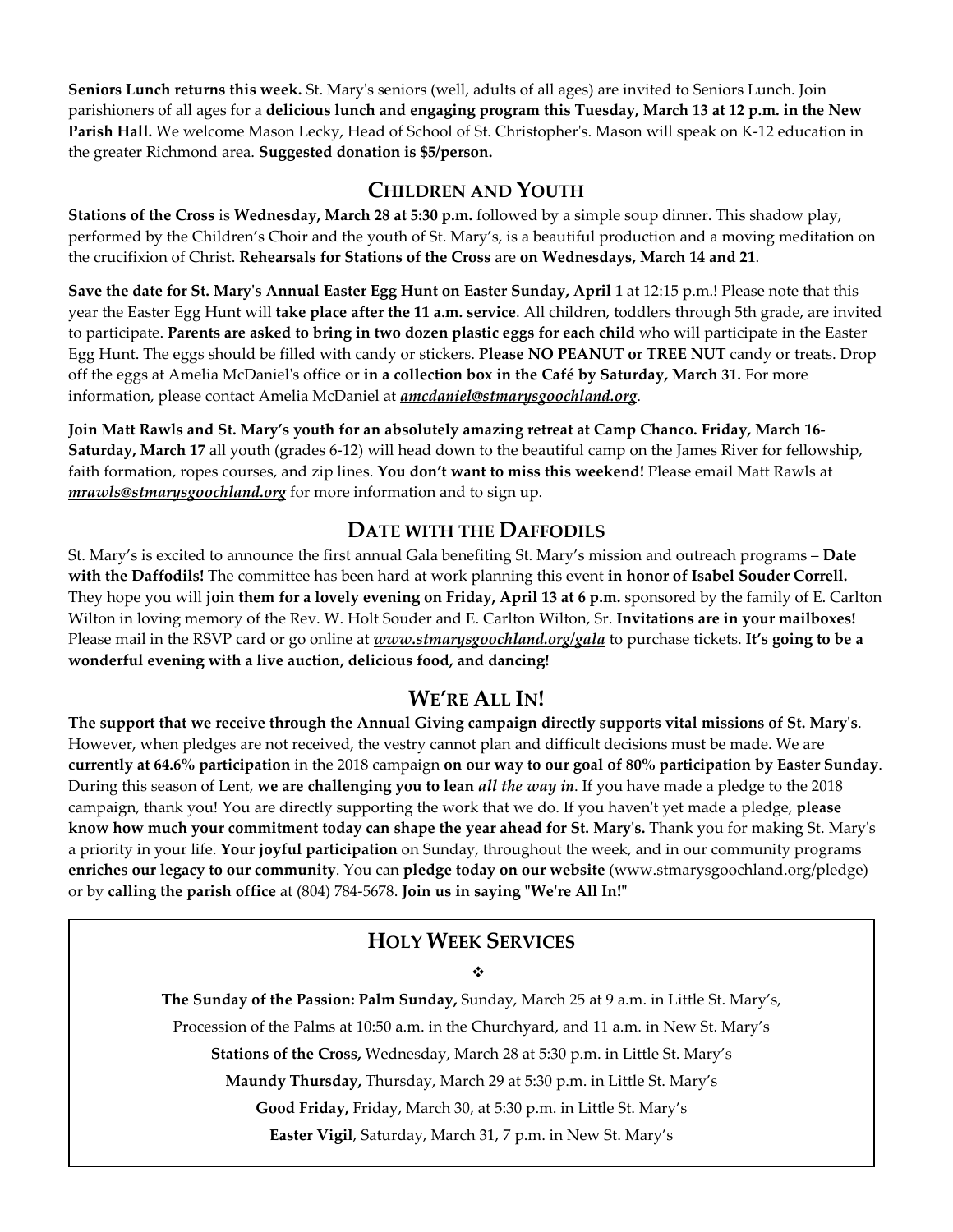**Seniors Lunch returns this week.** St. Mary's seniors (well, adults of all ages) are invited to Seniors Lunch. Join parishioners of all ages for a **delicious lunch and engaging program this Tuesday, March 13 at 12 p.m. in the New Parish Hall.** We welcome Mason Lecky, Head of School of St. Christopher's. Mason will speak on K-12 education in the greater Richmond area. **Suggested donation is $5/person.**

## CHILDREN AND YOUTH

**Stations of the Cross** is **Wednesday, March 28 at 5:30 p.m.** followed by a simple soup dinner. This shadow play, performed by the Children's Choir and the youth of St. Mary's, is a beautiful production and a moving meditation on the crucifixion of Christ. **Rehearsals for Stations of the Cross** are **on Wednesdays, March 14 and 21**.

**Save the date for St. Mary's Annual Easter Egg Hunt on Easter Sunday, April 1** at 12:15 p.m.! Please note that this year the Easter Egg Hunt will **take place after the 11 a.m. service**. All children, toddlers through 5th grade, are invited to participate. **Parents are asked to bring in two dozen plastic eggs for each child** who will participate in the Easter Egg Hunt. The eggs should be filled with candy or stickers. **Please NO PEANUT or TREE NUT** candy or treats. Drop off the eggs at Amelia McDaniel's office or **in a collection box in the Café by Saturday, March 31.** For more information, please contact Amelia McDaniel at ***amcdaniel@stmarysgoochland.org***.

**Join Matt Rawls and St. Mary's youth for an absolutely amazing retreat at Camp Chanco. Friday, March 16-Saturday, March 17** all youth (grades 6-12) will head down to the beautiful camp on the James River for fellowship, faith formation, ropes courses, and zip lines. **You don't want to miss this weekend!** Please email Matt Rawls at ***mrawls@stmarysgoochland.org*** for more information and to sign up.

## DATE WITH THE DAFFODILS

St. Mary's is excited to announce the first annual Gala benefiting St. Mary's mission and outreach programs – **Date with the Daffodils!** The committee has been hard at work planning this event **in honor of Isabel Souder Correll.** They hope you will **join them for a lovely evening on Friday, April 13 at 6 p.m.** sponsored by the family of E. Carlton Wilton in loving memory of the Rev. W. Holt Souder and E. Carlton Wilton, Sr. **Invitations are in your mailboxes!** Please mail in the RSVP card or go online at ***www.stmarysgoochland.org/gala*** to purchase tickets. **It's going to be a wonderful evening with a live auction, delicious food, and dancing!**

## WE'RE ALL IN!

**The support that we receive through the Annual Giving campaign directly supports vital missions of St. Mary's**. However, when pledges are not received, the vestry cannot plan and difficult decisions must be made. We are **currently at 64.6% participation** in the 2018 campaign **on our way to our goal of 80% participation by Easter Sunday**. During this season of Lent, **we are challenging you to lean *all the way in***. If you have made a pledge to the 2018 campaign, thank you! You are directly supporting the work that we do. If you haven't yet made a pledge, **please know how much your commitment today can shape the year ahead for St. Mary's.** Thank you for making St. Mary's a priority in your life. **Your joyful participation** on Sunday, throughout the week, and in our community programs **enriches our legacy to our community**. You can **pledge today on our website** (www.stmarysgoochland.org/pledge) or by **calling the parish office** at (804) 784-5678. **Join us in saying "We're All In!"**

## HOLY WEEK SERVICES

❖

**The Sunday of the Passion: Palm Sunday,** Sunday, March 25 at 9 a.m. in Little St. Mary's, Procession of the Palms at 10:50 a.m. in the Churchyard, and 11 a.m. in New St. Mary's

**Stations of the Cross,** Wednesday, March 28 at 5:30 p.m. in Little St. Mary's

**Maundy Thursday,** Thursday, March 29 at 5:30 p.m. in Little St. Mary's

**Good Friday,** Friday, March 30, at 5:30 p.m. in Little St. Mary's

**Easter Vigil**, Saturday, March 31, 7 p.m. in New St. Mary's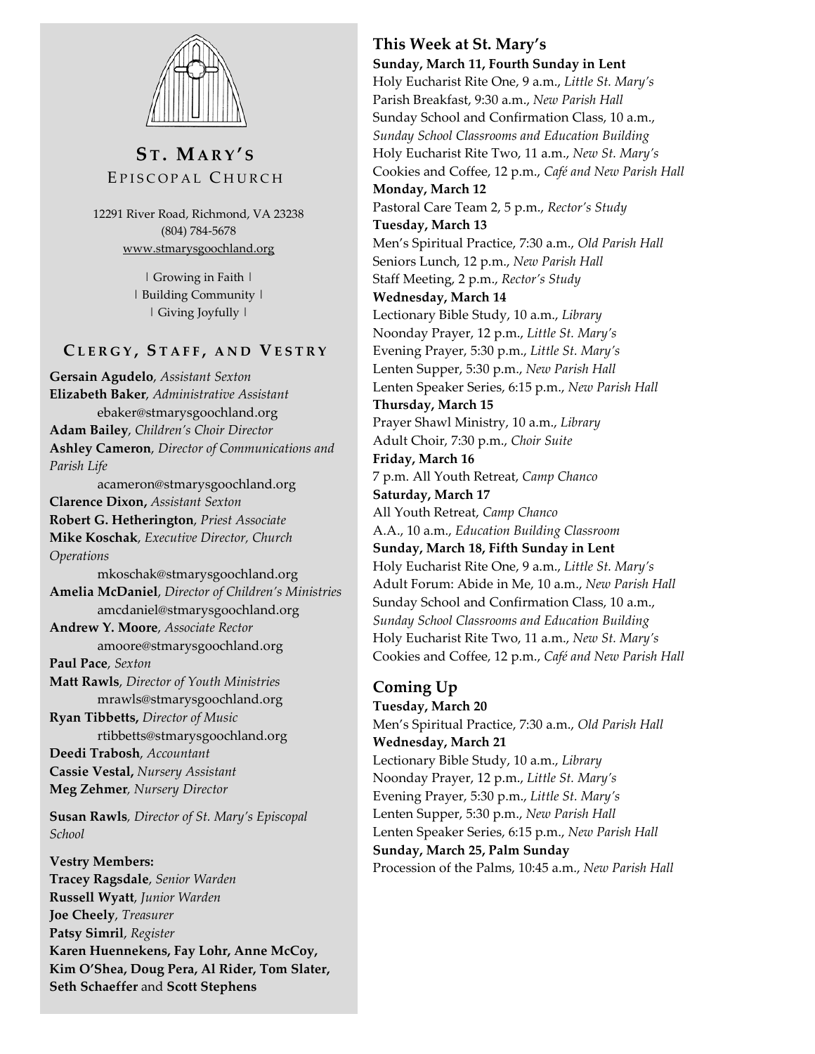# St. Mary's

Episcopal Church

12291 River Road, Richmond, VA 23238
(804) 784-5678
www.stmarysgoochland.org

| Growing in Faith |
| Building Community |
| Giving Joyfully |

## Clergy, Staff, and Vestry

**Gersain Agudelo**, *Assistant Sexton*
**Elizabeth Baker**, *Administrative Assistant*
ebaker@stmarysgoochland.org
**Adam Bailey**, *Children's Choir Director*
**Ashley Cameron**, *Director of Communications and Parish Life*
acameron@stmarysgoochland.org
**Clarence Dixon,** *Assistant Sexton*
**Robert G. Hetherington**, *Priest Associate*
**Mike Koschak**, *Executive Director, Church Operations*
mkoschak@stmarysgoochland.org
**Amelia McDaniel**, *Director of Children's Ministries*
amcdaniel@stmarysgoochland.org
**Andrew Y. Moore**, *Associate Rector*
amoore@stmarysgoochland.org
**Paul Pace**, *Sexton*
**Matt Rawls**, *Director of Youth Ministries*
mrawls@stmarysgoochland.org
**Ryan Tibbetts,** *Director of Music*
rtibbetts@stmarysgoochland.org
**Deedi Trabosh**, *Accountant*
**Cassie Vestal,** *Nursery Assistant*
**Meg Zehmer**, *Nursery Director*

**Susan Rawls**, *Director of St. Mary's Episcopal School*

**Vestry Members:**
**Tracey Ragsdale**, *Senior Warden*
**Russell Wyatt**, *Junior Warden*
**Joe Cheely**, *Treasurer*
**Patsy Simril**, *Register*
**Karen Huennekens, Fay Lohr, Anne McCoy, Kim O'Shea, Doug Pera, Al Rider, Tom Slater, Seth Schaeffer** and **Scott Stephens**

## This Week at St. Mary's

**Sunday, March 11, Fourth Sunday in Lent**
Holy Eucharist Rite One, 9 a.m., *Little St. Mary's*
Parish Breakfast, 9:30 a.m., *New Parish Hall*
Sunday School and Confirmation Class, 10 a.m., *Sunday School Classrooms and Education Building*
Holy Eucharist Rite Two, 11 a.m., *New St. Mary's*
Cookies and Coffee, 12 p.m., *Café and New Parish Hall*
**Monday, March 12**
Pastoral Care Team 2, 5 p.m., *Rector's Study*
**Tuesday, March 13**
Men's Spiritual Practice, 7:30 a.m., *Old Parish Hall*
Seniors Lunch, 12 p.m., *New Parish Hall*
Staff Meeting, 2 p.m., *Rector's Study*
**Wednesday, March 14**
Lectionary Bible Study, 10 a.m., *Library*
Noonday Prayer, 12 p.m., *Little St. Mary's*
Evening Prayer, 5:30 p.m., *Little St. Mary's*
Lenten Supper, 5:30 p.m., *New Parish Hall*
Lenten Speaker Series, 6:15 p.m., *New Parish Hall*
**Thursday, March 15**
Prayer Shawl Ministry, 10 a.m., *Library*
Adult Choir, 7:30 p.m., *Choir Suite*
**Friday, March 16**
7 p.m. All Youth Retreat, *Camp Chanco*
**Saturday, March 17**
All Youth Retreat, *Camp Chanco*
A.A., 10 a.m., *Education Building Classroom*
**Sunday, March 18, Fifth Sunday in Lent**
Holy Eucharist Rite One, 9 a.m., *Little St. Mary's*
Adult Forum: Abide in Me, 10 a.m., *New Parish Hall*
Sunday School and Confirmation Class, 10 a.m., *Sunday School Classrooms and Education Building*
Holy Eucharist Rite Two, 11 a.m., *New St. Mary's*
Cookies and Coffee, 12 p.m., *Café and New Parish Hall*

## Coming Up

**Tuesday, March 20**
Men's Spiritual Practice, 7:30 a.m., *Old Parish Hall*
**Wednesday, March 21**
Lectionary Bible Study, 10 a.m., *Library*
Noonday Prayer, 12 p.m., *Little St. Mary's*
Evening Prayer, 5:30 p.m., *Little St. Mary's*
Lenten Supper, 5:30 p.m., *New Parish Hall*
Lenten Speaker Series, 6:15 p.m., *New Parish Hall*
**Sunday, March 25, Palm Sunday**
Procession of the Palms, 10:45 a.m., *New Parish Hall*